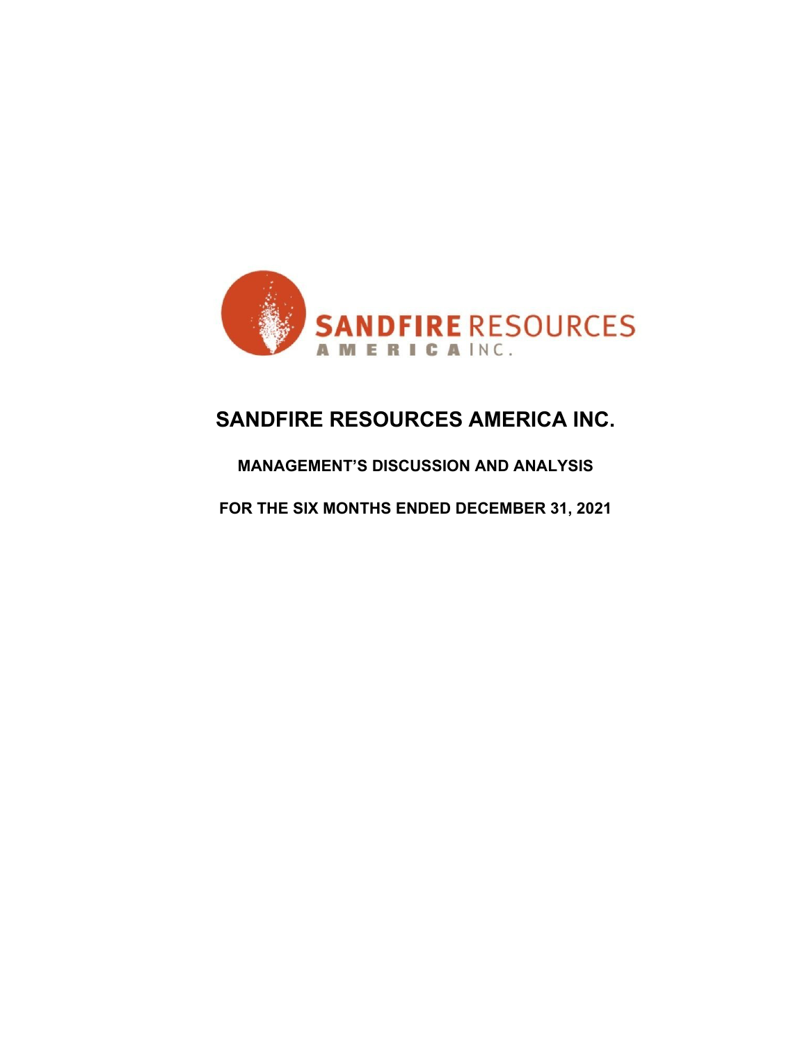# SANDFIRE RESOURCES AMERICA INC.

## MANAGEMENT'S DISCUSSION AND ANALYSIS

## FOR THE SIX MONTHS ENDED DECEMBER 31, 2021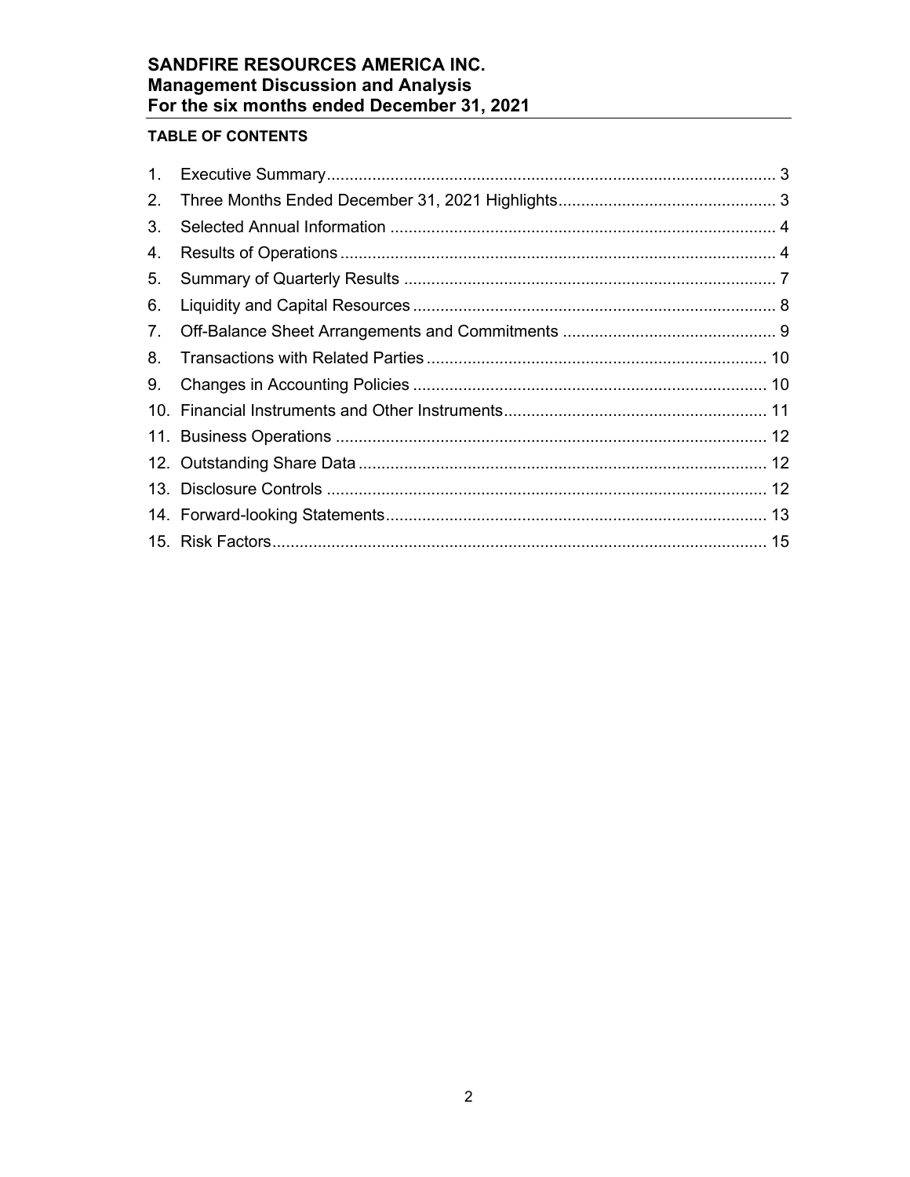**SANDFIRE RESOURCES AMERICA INC.**
**Management Discussion and Analysis**
**For the six months ended December 31, 2021**

**TABLE OF CONTENTS**

1. Executive Summary .......... 3
2. Three Months Ended December 31, 2021 Highlights .......... 3
3. Selected Annual Information .......... 4
4. Results of Operations .......... 4
5. Summary of Quarterly Results .......... 7
6. Liquidity and Capital Resources .......... 8
7. Off-Balance Sheet Arrangements and Commitments .......... 9
8. Transactions with Related Parties .......... 10
9. Changes in Accounting Policies .......... 10
10. Financial Instruments and Other Instruments .......... 11
11. Business Operations .......... 12
12. Outstanding Share Data .......... 12
13. Disclosure Controls .......... 12
14. Forward-looking Statements .......... 13
15. Risk Factors .......... 15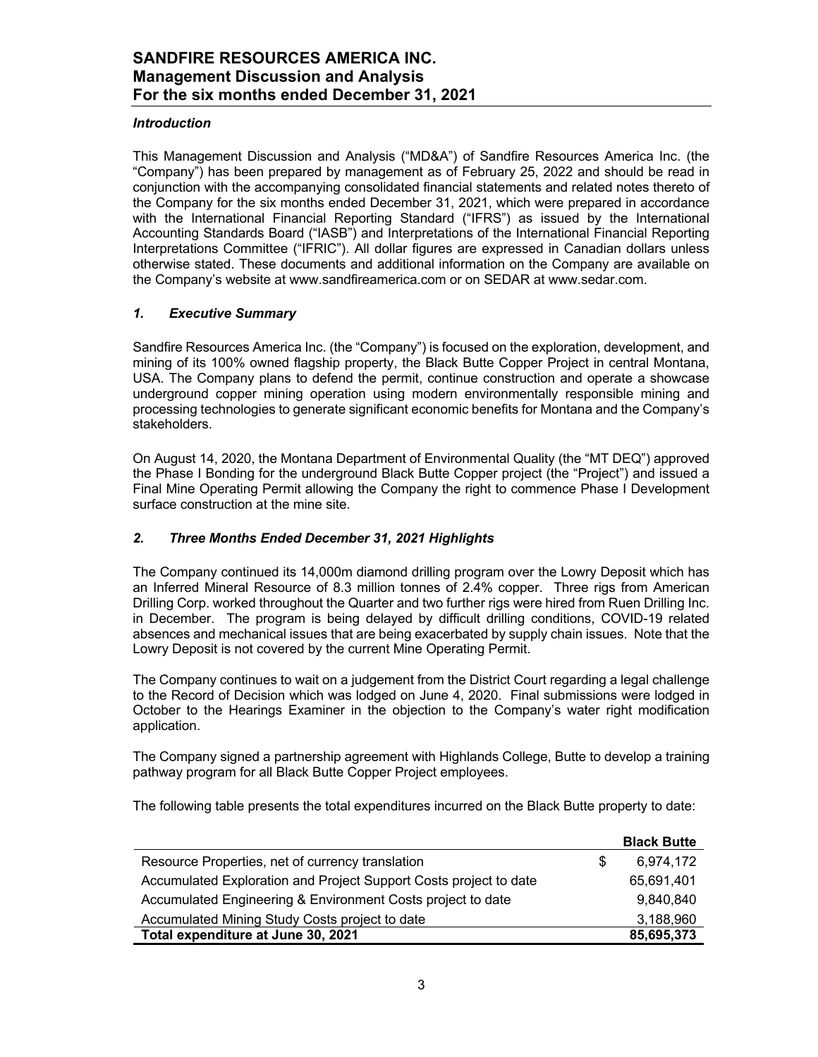### *Introduction*

This Management Discussion and Analysis ("MD&A") of Sandfire Resources America Inc. (the "Company") has been prepared by management as of February 25, 2022 and should be read in conjunction with the accompanying consolidated financial statements and related notes thereto of the Company for the six months ended December 31, 2021, which were prepared in accordance with the International Financial Reporting Standard ("IFRS") as issued by the International Accounting Standards Board ("IASB") and Interpretations of the International Financial Reporting Interpretations Committee ("IFRIC"). All dollar figures are expressed in Canadian dollars unless otherwise stated. These documents and additional information on the Company are available on the Company's website at www.sandfireamerica.com or on SEDAR at www.sedar.com.

### *1. Executive Summary*

Sandfire Resources America Inc. (the "Company") is focused on the exploration, development, and mining of its 100% owned flagship property, the Black Butte Copper Project in central Montana, USA. The Company plans to defend the permit, continue construction and operate a showcase underground copper mining operation using modern environmentally responsible mining and processing technologies to generate significant economic benefits for Montana and the Company's stakeholders.

On August 14, 2020, the Montana Department of Environmental Quality (the "MT DEQ") approved the Phase I Bonding for the underground Black Butte Copper project (the "Project") and issued a Final Mine Operating Permit allowing the Company the right to commence Phase I Development surface construction at the mine site.

### *2. Three Months Ended December 31, 2021 Highlights*

The Company continued its 14,000m diamond drilling program over the Lowry Deposit which has an Inferred Mineral Resource of 8.3 million tonnes of 2.4% copper. Three rigs from American Drilling Corp. worked throughout the Quarter and two further rigs were hired from Ruen Drilling Inc. in December. The program is being delayed by difficult drilling conditions, COVID-19 related absences and mechanical issues that are being exacerbated by supply chain issues. Note that the Lowry Deposit is not covered by the current Mine Operating Permit.

The Company continues to wait on a judgement from the District Court regarding a legal challenge to the Record of Decision which was lodged on June 4, 2020. Final submissions were lodged in October to the Hearings Examiner in the objection to the Company's water right modification application.

The Company signed a partnership agreement with Highlands College, Butte to develop a training pathway program for all Black Butte Copper Project employees.

The following table presents the total expenditures incurred on the Black Butte property to date:

| | Black Butte |
|---|---:|
| Resource Properties, net of currency translation | $ 6,974,172 |
| Accumulated Exploration and Project Support Costs project to date | 65,691,401 |
| Accumulated Engineering & Environment Costs project to date | 9,840,840 |
| Accumulated Mining Study Costs project to date | 3,188,960 |
| **Total expenditure at June 30, 2021** | **85,695,373** |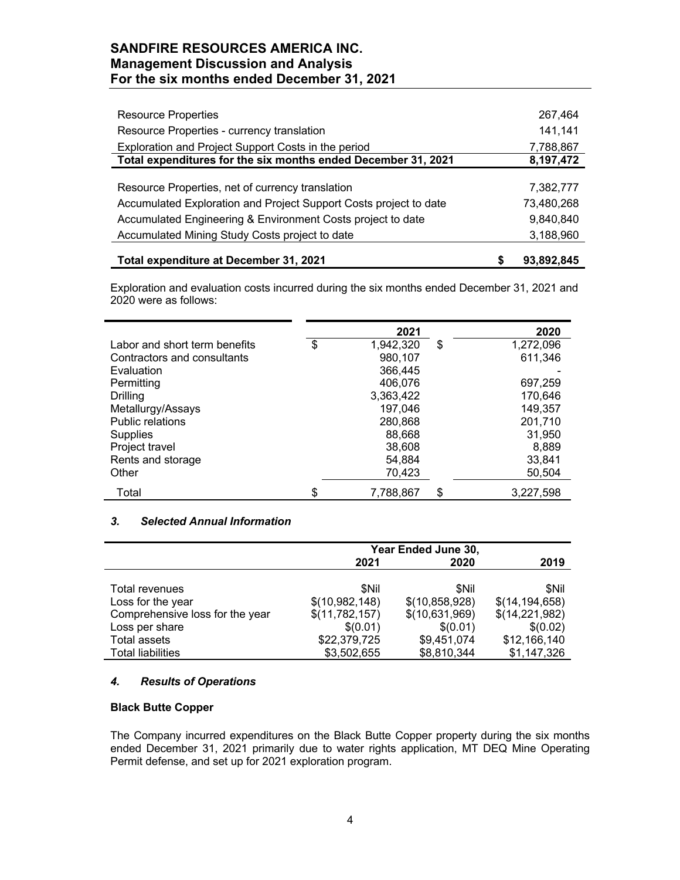| | |
|---|---|
| Resource Properties | 267,464 |
| Resource Properties - currency translation | 141,141 |
| Exploration and Project Support Costs in the period | 7,788,867 |
| **Total expenditures for the six months ended December 31, 2021** | **8,197,472** |
| Resource Properties, net of currency translation | 7,382,777 |
| Accumulated Exploration and Project Support Costs project to date | 73,480,268 |
| Accumulated Engineering & Environment Costs project to date | 9,840,840 |
| Accumulated Mining Study Costs project to date | 3,188,960 |
| **Total expenditure at December 31, 2021** | **$ 93,892,845** |

Exploration and evaluation costs incurred during the six months ended December 31, 2021 and 2020 were as follows:

| | 2021 | 2020 |
|---|---|---|
| Labor and short term benefits | $ 1,942,320 | $ 1,272,096 |
| Contractors and consultants | 980,107 | 611,346 |
| Evaluation | 366,445 | - |
| Permitting | 406,076 | 697,259 |
| Drilling | 3,363,422 | 170,646 |
| Metallurgy/Assays | 197,046 | 149,357 |
| Public relations | 280,868 | 201,710 |
| Supplies | 88,668 | 31,950 |
| Project travel | 38,608 | 8,889 |
| Rents and storage | 54,884 | 33,841 |
| Other | 70,423 | 50,504 |
| Total | $ 7,788,867 | $ 3,227,598 |

### *3. Selected Annual Information*

| | Year Ended June 30, | | |
|---|---|---|---|
| | 2021 | 2020 | 2019 |
| Total revenues | $Nil | $Nil | $Nil |
| Loss for the year | $(10,982,148) | $(10,858,928) | $(14,194,658) |
| Comprehensive loss for the year | $(11,782,157) | $(10,631,969) | $(14,221,982) |
| Loss per share | $(0.01) | $(0.01) | $(0.02) |
| Total assets | $22,379,725 | $9,451,074 | $12,166,140 |
| Total liabilities | $3,502,655 | $8,810,344 | $1,147,326 |

### *4. Results of Operations*

**Black Butte Copper**

The Company incurred expenditures on the Black Butte Copper property during the six months ended December 31, 2021 primarily due to water rights application, MT DEQ Mine Operating Permit defense, and set up for 2021 exploration program.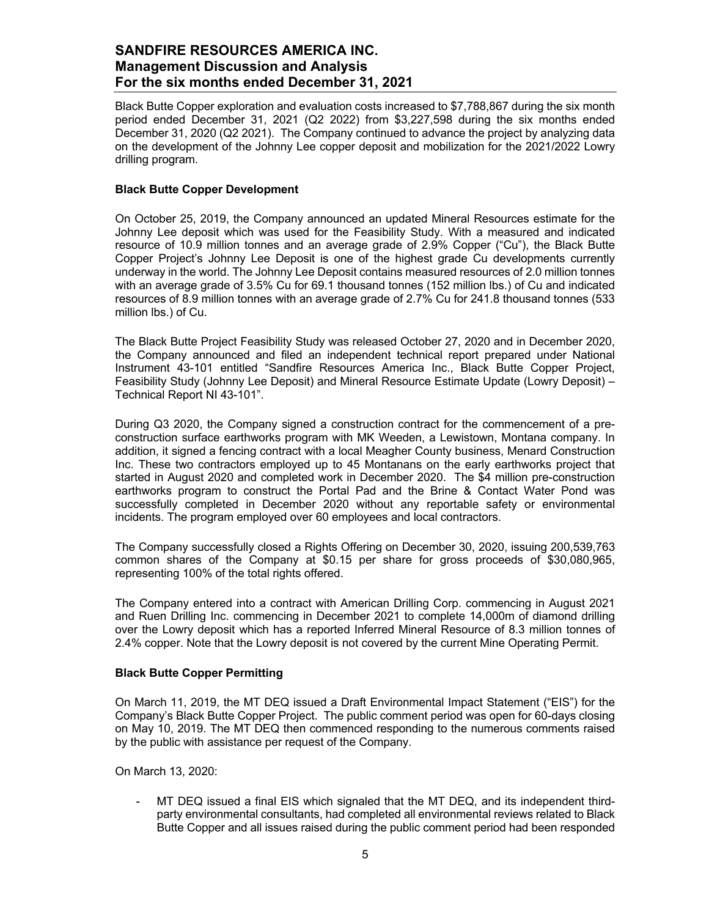Black Butte Copper exploration and evaluation costs increased to $7,788,867 during the six month period ended December 31, 2021 (Q2 2022) from $3,227,598 during the six months ended December 31, 2020 (Q2 2021). The Company continued to advance the project by analyzing data on the development of the Johnny Lee copper deposit and mobilization for the 2021/2022 Lowry drilling program.

**Black Butte Copper Development**

On October 25, 2019, the Company announced an updated Mineral Resources estimate for the Johnny Lee deposit which was used for the Feasibility Study. With a measured and indicated resource of 10.9 million tonnes and an average grade of 2.9% Copper ("Cu"), the Black Butte Copper Project's Johnny Lee Deposit is one of the highest grade Cu developments currently underway in the world. The Johnny Lee Deposit contains measured resources of 2.0 million tonnes with an average grade of 3.5% Cu for 69.1 thousand tonnes (152 million lbs.) of Cu and indicated resources of 8.9 million tonnes with an average grade of 2.7% Cu for 241.8 thousand tonnes (533 million lbs.) of Cu.

The Black Butte Project Feasibility Study was released October 27, 2020 and in December 2020, the Company announced and filed an independent technical report prepared under National Instrument 43-101 entitled "Sandfire Resources America Inc., Black Butte Copper Project, Feasibility Study (Johnny Lee Deposit) and Mineral Resource Estimate Update (Lowry Deposit) – Technical Report NI 43-101".

During Q3 2020, the Company signed a construction contract for the commencement of a pre-construction surface earthworks program with MK Weeden, a Lewistown, Montana company. In addition, it signed a fencing contract with a local Meagher County business, Menard Construction Inc. These two contractors employed up to 45 Montanans on the early earthworks project that started in August 2020 and completed work in December 2020. The $4 million pre-construction earthworks program to construct the Portal Pad and the Brine & Contact Water Pond was successfully completed in December 2020 without any reportable safety or environmental incidents. The program employed over 60 employees and local contractors.

The Company successfully closed a Rights Offering on December 30, 2020, issuing 200,539,763 common shares of the Company at $0.15 per share for gross proceeds of $30,080,965, representing 100% of the total rights offered.

The Company entered into a contract with American Drilling Corp. commencing in August 2021 and Ruen Drilling Inc. commencing in December 2021 to complete 14,000m of diamond drilling over the Lowry deposit which has a reported Inferred Mineral Resource of 8.3 million tonnes of 2.4% copper. Note that the Lowry deposit is not covered by the current Mine Operating Permit.

**Black Butte Copper Permitting**

On March 11, 2019, the MT DEQ issued a Draft Environmental Impact Statement ("EIS") for the Company's Black Butte Copper Project. The public comment period was open for 60-days closing on May 10, 2019. The MT DEQ then commenced responding to the numerous comments raised by the public with assistance per request of the Company.

On March 13, 2020:

- MT DEQ issued a final EIS which signaled that the MT DEQ, and its independent third-party environmental consultants, had completed all environmental reviews related to Black Butte Copper and all issues raised during the public comment period had been responded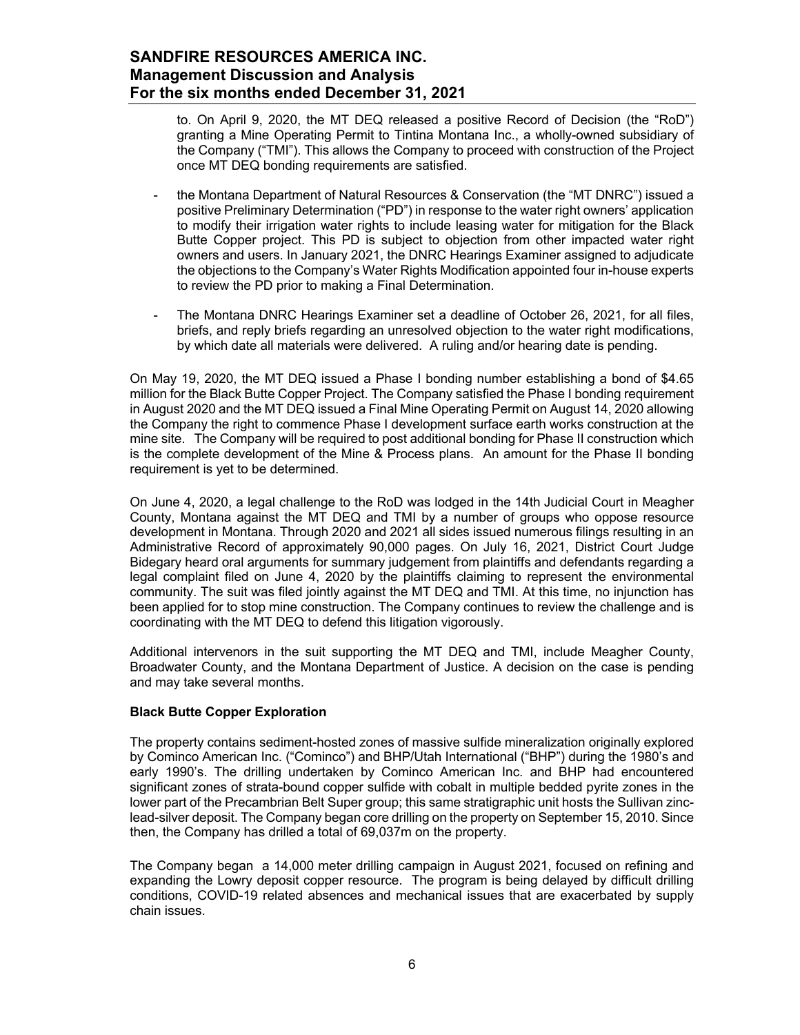to. On April 9, 2020, the MT DEQ released a positive Record of Decision (the "RoD") granting a Mine Operating Permit to Tintina Montana Inc., a wholly-owned subsidiary of the Company ("TMI"). This allows the Company to proceed with construction of the Project once MT DEQ bonding requirements are satisfied.

- the Montana Department of Natural Resources & Conservation (the "MT DNRC") issued a positive Preliminary Determination ("PD") in response to the water right owners' application to modify their irrigation water rights to include leasing water for mitigation for the Black Butte Copper project. This PD is subject to objection from other impacted water right owners and users. In January 2021, the DNRC Hearings Examiner assigned to adjudicate the objections to the Company's Water Rights Modification appointed four in-house experts to review the PD prior to making a Final Determination.
- The Montana DNRC Hearings Examiner set a deadline of October 26, 2021, for all files, briefs, and reply briefs regarding an unresolved objection to the water right modifications, by which date all materials were delivered. A ruling and/or hearing date is pending.

On May 19, 2020, the MT DEQ issued a Phase I bonding number establishing a bond of $4.65 million for the Black Butte Copper Project. The Company satisfied the Phase I bonding requirement in August 2020 and the MT DEQ issued a Final Mine Operating Permit on August 14, 2020 allowing the Company the right to commence Phase I development surface earth works construction at the mine site. The Company will be required to post additional bonding for Phase II construction which is the complete development of the Mine & Process plans. An amount for the Phase II bonding requirement is yet to be determined.

On June 4, 2020, a legal challenge to the RoD was lodged in the 14th Judicial Court in Meagher County, Montana against the MT DEQ and TMI by a number of groups who oppose resource development in Montana. Through 2020 and 2021 all sides issued numerous filings resulting in an Administrative Record of approximately 90,000 pages. On July 16, 2021, District Court Judge Bidegary heard oral arguments for summary judgement from plaintiffs and defendants regarding a legal complaint filed on June 4, 2020 by the plaintiffs claiming to represent the environmental community. The suit was filed jointly against the MT DEQ and TMI. At this time, no injunction has been applied for to stop mine construction. The Company continues to review the challenge and is coordinating with the MT DEQ to defend this litigation vigorously.

Additional intervenors in the suit supporting the MT DEQ and TMI, include Meagher County, Broadwater County, and the Montana Department of Justice. A decision on the case is pending and may take several months.

**Black Butte Copper Exploration**

The property contains sediment-hosted zones of massive sulfide mineralization originally explored by Cominco American Inc. ("Cominco") and BHP/Utah International ("BHP") during the 1980's and early 1990's. The drilling undertaken by Cominco American Inc. and BHP had encountered significant zones of strata-bound copper sulfide with cobalt in multiple bedded pyrite zones in the lower part of the Precambrian Belt Super group; this same stratigraphic unit hosts the Sullivan zinc-lead-silver deposit. The Company began core drilling on the property on September 15, 2010. Since then, the Company has drilled a total of 69,037m on the property.

The Company began a 14,000 meter drilling campaign in August 2021, focused on refining and expanding the Lowry deposit copper resource. The program is being delayed by difficult drilling conditions, COVID-19 related absences and mechanical issues that are exacerbated by supply chain issues.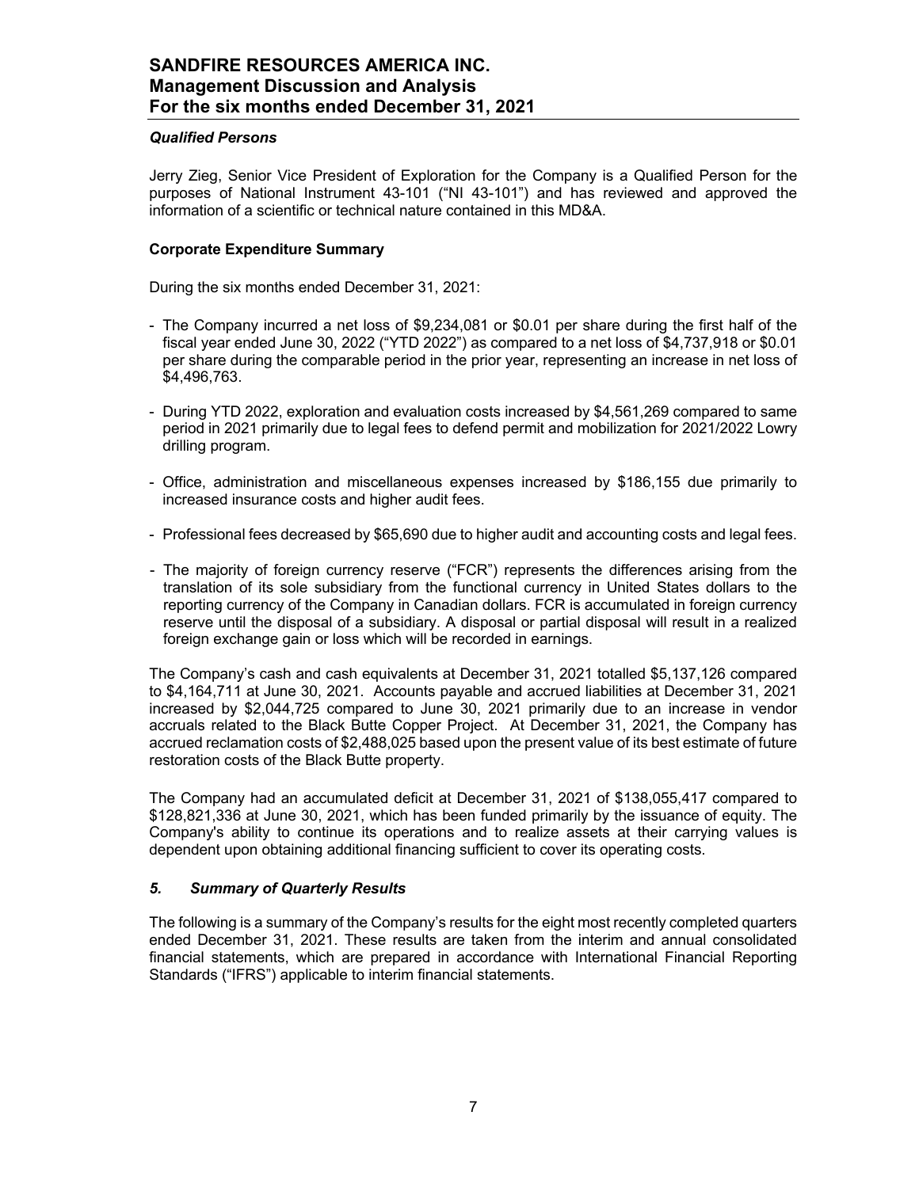### *Qualified Persons*

Jerry Zieg, Senior Vice President of Exploration for the Company is a Qualified Person for the purposes of National Instrument 43-101 ("NI 43-101") and has reviewed and approved the information of a scientific or technical nature contained in this MD&A.

### Corporate Expenditure Summary

During the six months ended December 31, 2021:

- The Company incurred a net loss of $9,234,081 or $0.01 per share during the first half of the fiscal year ended June 30, 2022 ("YTD 2022") as compared to a net loss of $4,737,918 or $0.01 per share during the comparable period in the prior year, representing an increase in net loss of $4,496,763.
- During YTD 2022, exploration and evaluation costs increased by $4,561,269 compared to same period in 2021 primarily due to legal fees to defend permit and mobilization for 2021/2022 Lowry drilling program.
- Office, administration and miscellaneous expenses increased by $186,155 due primarily to increased insurance costs and higher audit fees.
- Professional fees decreased by $65,690 due to higher audit and accounting costs and legal fees.
- The majority of foreign currency reserve ("FCR") represents the differences arising from the translation of its sole subsidiary from the functional currency in United States dollars to the reporting currency of the Company in Canadian dollars. FCR is accumulated in foreign currency reserve until the disposal of a subsidiary. A disposal or partial disposal will result in a realized foreign exchange gain or loss which will be recorded in earnings.

The Company's cash and cash equivalents at December 31, 2021 totalled $5,137,126 compared to $4,164,711 at June 30, 2021. Accounts payable and accrued liabilities at December 31, 2021 increased by $2,044,725 compared to June 30, 2021 primarily due to an increase in vendor accruals related to the Black Butte Copper Project. At December 31, 2021, the Company has accrued reclamation costs of $2,488,025 based upon the present value of its best estimate of future restoration costs of the Black Butte property.

The Company had an accumulated deficit at December 31, 2021 of $138,055,417 compared to $128,821,336 at June 30, 2021, which has been funded primarily by the issuance of equity. The Company's ability to continue its operations and to realize assets at their carrying values is dependent upon obtaining additional financing sufficient to cover its operating costs.

## *5. Summary of Quarterly Results*

The following is a summary of the Company's results for the eight most recently completed quarters ended December 31, 2021. These results are taken from the interim and annual consolidated financial statements, which are prepared in accordance with International Financial Reporting Standards ("IFRS") applicable to interim financial statements.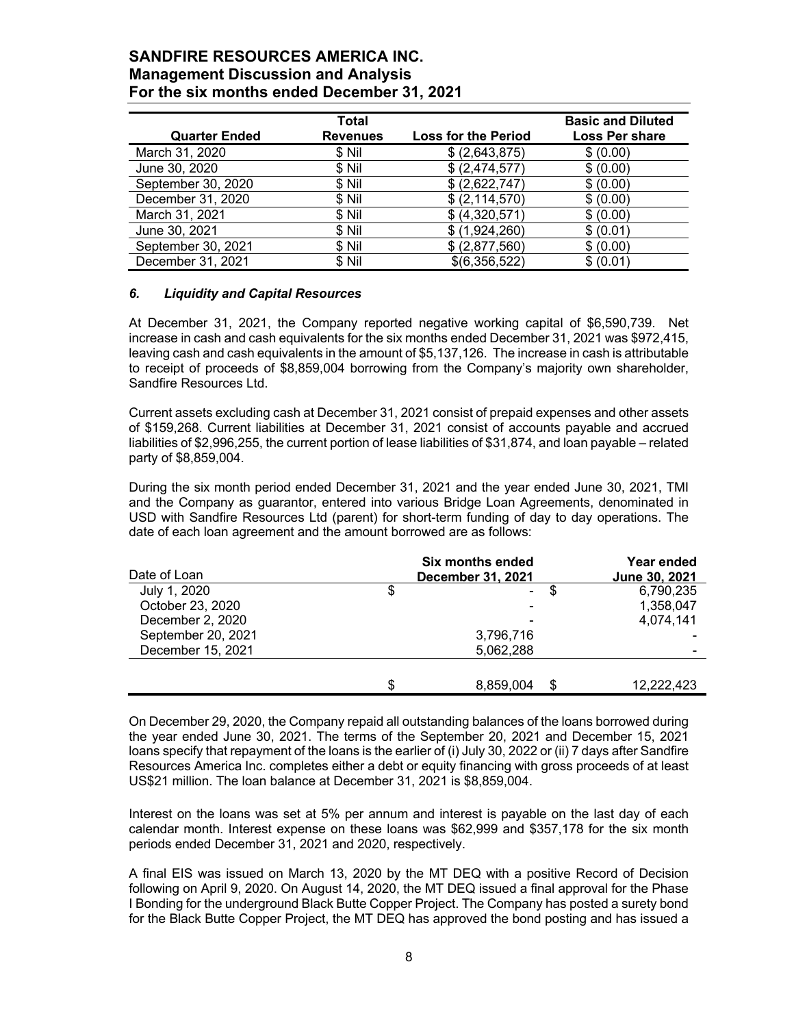| Quarter Ended | Total Revenues | Loss for the Period | Basic and Diluted Loss Per share |
|---|---|---|---|
| March 31, 2020 | $ Nil | $ (2,643,875) | $ (0.00) |
| June 30, 2020 | $ Nil | $ (2,474,577) | $ (0.00) |
| September 30, 2020 | $ Nil | $ (2,622,747) | $ (0.00) |
| December 31, 2020 | $ Nil | $ (2,114,570) | $ (0.00) |
| March 31, 2021 | $ Nil | $ (4,320,571) | $ (0.00) |
| June 30, 2021 | $ Nil | $ (1,924,260) | $ (0.01) |
| September 30, 2021 | $ Nil | $ (2,877,560) | $ (0.00) |
| December 31, 2021 | $ Nil | $(6,356,522) | $ (0.01) |

### *6. Liquidity and Capital Resources*

At December 31, 2021, the Company reported negative working capital of $6,590,739. Net increase in cash and cash equivalents for the six months ended December 31, 2021 was $972,415, leaving cash and cash equivalents in the amount of $5,137,126. The increase in cash is attributable to receipt of proceeds of $8,859,004 borrowing from the Company's majority own shareholder, Sandfire Resources Ltd.

Current assets excluding cash at December 31, 2021 consist of prepaid expenses and other assets of $159,268. Current liabilities at December 31, 2021 consist of accounts payable and accrued liabilities of $2,996,255, the current portion of lease liabilities of $31,874, and loan payable – related party of $8,859,004.

During the six month period ended December 31, 2021 and the year ended June 30, 2021, TMI and the Company as guarantor, entered into various Bridge Loan Agreements, denominated in USD with Sandfire Resources Ltd (parent) for short-term funding of day to day operations. The date of each loan agreement and the amount borrowed are as follows:

| Date of Loan | Six months ended December 31, 2021 | Year ended June 30, 2021 |
|---|---|---|
| July 1, 2020 | $ - | $ 6,790,235 |
| October 23, 2020 | - | 1,358,047 |
| December 2, 2020 | - | 4,074,141 |
| September 20, 2021 | 3,796,716 | - |
| December 15, 2021 | 5,062,288 | - |
| | $ 8,859,004 | $ 12,222,423 |

On December 29, 2020, the Company repaid all outstanding balances of the loans borrowed during the year ended June 30, 2021. The terms of the September 20, 2021 and December 15, 2021 loans specify that repayment of the loans is the earlier of (i) July 30, 2022 or (ii) 7 days after Sandfire Resources America Inc. completes either a debt or equity financing with gross proceeds of at least US$21 million. The loan balance at December 31, 2021 is $8,859,004.

Interest on the loans was set at 5% per annum and interest is payable on the last day of each calendar month. Interest expense on these loans was $62,999 and $357,178 for the six month periods ended December 31, 2021 and 2020, respectively.

A final EIS was issued on March 13, 2020 by the MT DEQ with a positive Record of Decision following on April 9, 2020. On August 14, 2020, the MT DEQ issued a final approval for the Phase I Bonding for the underground Black Butte Copper Project. The Company has posted a surety bond for the Black Butte Copper Project, the MT DEQ has approved the bond posting and has issued a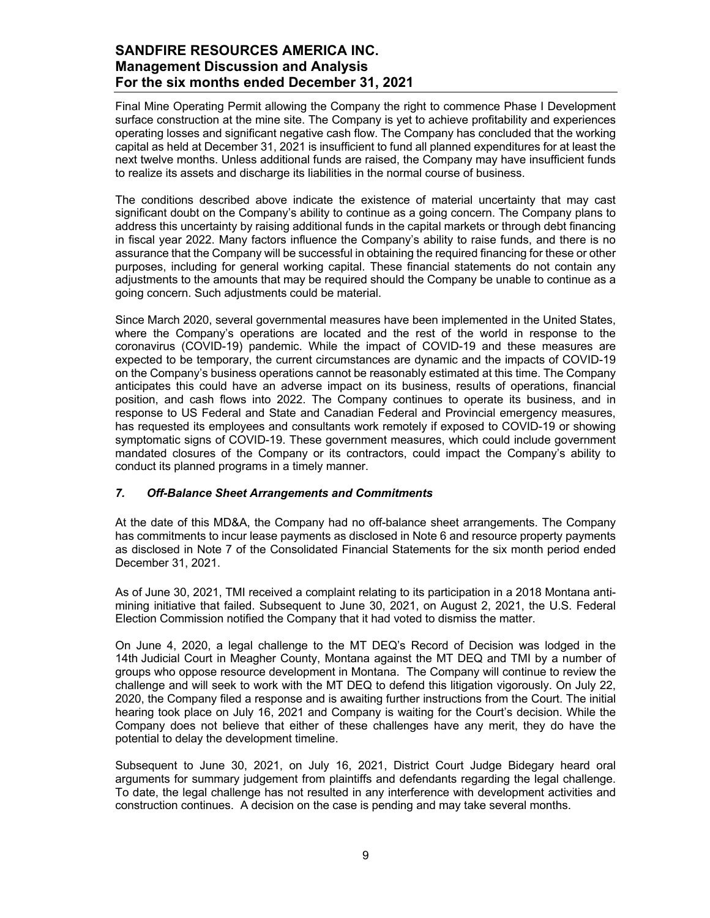Final Mine Operating Permit allowing the Company the right to commence Phase I Development surface construction at the mine site. The Company is yet to achieve profitability and experiences operating losses and significant negative cash flow. The Company has concluded that the working capital as held at December 31, 2021 is insufficient to fund all planned expenditures for at least the next twelve months. Unless additional funds are raised, the Company may have insufficient funds to realize its assets and discharge its liabilities in the normal course of business.

The conditions described above indicate the existence of material uncertainty that may cast significant doubt on the Company's ability to continue as a going concern. The Company plans to address this uncertainty by raising additional funds in the capital markets or through debt financing in fiscal year 2022. Many factors influence the Company's ability to raise funds, and there is no assurance that the Company will be successful in obtaining the required financing for these or other purposes, including for general working capital. These financial statements do not contain any adjustments to the amounts that may be required should the Company be unable to continue as a going concern. Such adjustments could be material.

Since March 2020, several governmental measures have been implemented in the United States, where the Company's operations are located and the rest of the world in response to the coronavirus (COVID-19) pandemic. While the impact of COVID-19 and these measures are expected to be temporary, the current circumstances are dynamic and the impacts of COVID-19 on the Company's business operations cannot be reasonably estimated at this time. The Company anticipates this could have an adverse impact on its business, results of operations, financial position, and cash flows into 2022. The Company continues to operate its business, and in response to US Federal and State and Canadian Federal and Provincial emergency measures, has requested its employees and consultants work remotely if exposed to COVID-19 or showing symptomatic signs of COVID-19. These government measures, which could include government mandated closures of the Company or its contractors, could impact the Company's ability to conduct its planned programs in a timely manner.

### *7. Off-Balance Sheet Arrangements and Commitments*

At the date of this MD&A, the Company had no off-balance sheet arrangements. The Company has commitments to incur lease payments as disclosed in Note 6 and resource property payments as disclosed in Note 7 of the Consolidated Financial Statements for the six month period ended December 31, 2021.

As of June 30, 2021, TMI received a complaint relating to its participation in a 2018 Montana anti-mining initiative that failed. Subsequent to June 30, 2021, on August 2, 2021, the U.S. Federal Election Commission notified the Company that it had voted to dismiss the matter.

On June 4, 2020, a legal challenge to the MT DEQ's Record of Decision was lodged in the 14th Judicial Court in Meagher County, Montana against the MT DEQ and TMI by a number of groups who oppose resource development in Montana. The Company will continue to review the challenge and will seek to work with the MT DEQ to defend this litigation vigorously. On July 22, 2020, the Company filed a response and is awaiting further instructions from the Court. The initial hearing took place on July 16, 2021 and Company is waiting for the Court's decision. While the Company does not believe that either of these challenges have any merit, they do have the potential to delay the development timeline.

Subsequent to June 30, 2021, on July 16, 2021, District Court Judge Bidegary heard oral arguments for summary judgement from plaintiffs and defendants regarding the legal challenge. To date, the legal challenge has not resulted in any interference with development activities and construction continues. A decision on the case is pending and may take several months.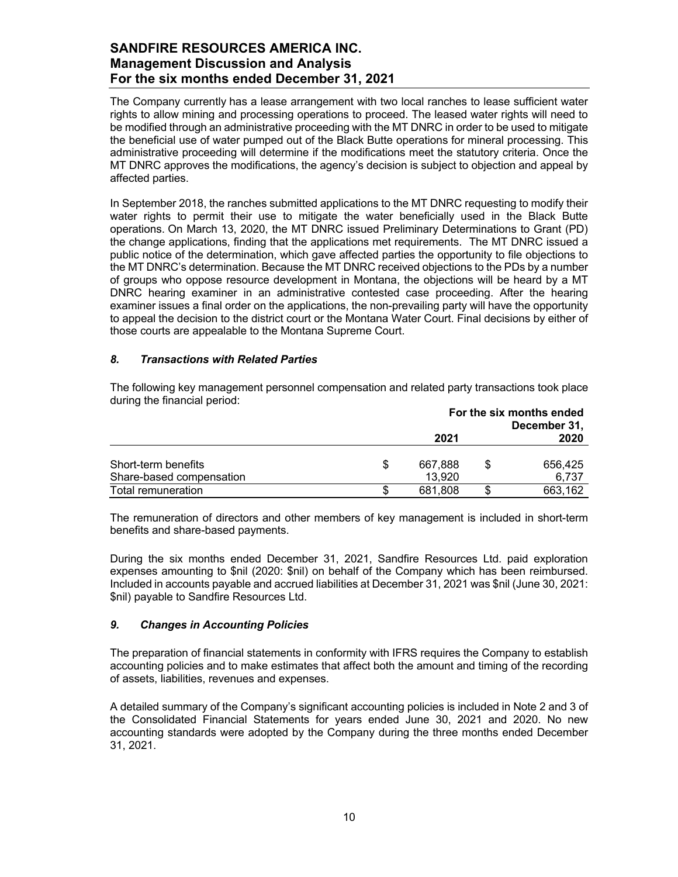The Company currently has a lease arrangement with two local ranches to lease sufficient water rights to allow mining and processing operations to proceed. The leased water rights will need to be modified through an administrative proceeding with the MT DNRC in order to be used to mitigate the beneficial use of water pumped out of the Black Butte operations for mineral processing. This administrative proceeding will determine if the modifications meet the statutory criteria. Once the MT DNRC approves the modifications, the agency's decision is subject to objection and appeal by affected parties.

In September 2018, the ranches submitted applications to the MT DNRC requesting to modify their water rights to permit their use to mitigate the water beneficially used in the Black Butte operations. On March 13, 2020, the MT DNRC issued Preliminary Determinations to Grant (PD) the change applications, finding that the applications met requirements. The MT DNRC issued a public notice of the determination, which gave affected parties the opportunity to file objections to the MT DNRC's determination. Because the MT DNRC received objections to the PDs by a number of groups who oppose resource development in Montana, the objections will be heard by a MT DNRC hearing examiner in an administrative contested case proceeding. After the hearing examiner issues a final order on the applications, the non-prevailing party will have the opportunity to appeal the decision to the district court or the Montana Water Court. Final decisions by either of those courts are appealable to the Montana Supreme Court.

### *8. Transactions with Related Parties*

The following key management personnel compensation and related party transactions took place during the financial period:

| | For the six months ended December 31, 2021 | 2020 |
|---|---|---|
| Short-term benefits | $ 667,888 | $ 656,425 |
| Share-based compensation | 13,920 | 6,737 |
| Total remuneration | $ 681,808 | $ 663,162 |

The remuneration of directors and other members of key management is included in short-term benefits and share-based payments.

During the six months ended December 31, 2021, Sandfire Resources Ltd. paid exploration expenses amounting to $nil (2020: $nil) on behalf of the Company which has been reimbursed. Included in accounts payable and accrued liabilities at December 31, 2021 was $nil (June 30, 2021: $nil) payable to Sandfire Resources Ltd.

### *9. Changes in Accounting Policies*

The preparation of financial statements in conformity with IFRS requires the Company to establish accounting policies and to make estimates that affect both the amount and timing of the recording of assets, liabilities, revenues and expenses.

A detailed summary of the Company's significant accounting policies is included in Note 2 and 3 of the Consolidated Financial Statements for years ended June 30, 2021 and 2020. No new accounting standards were adopted by the Company during the three months ended December 31, 2021.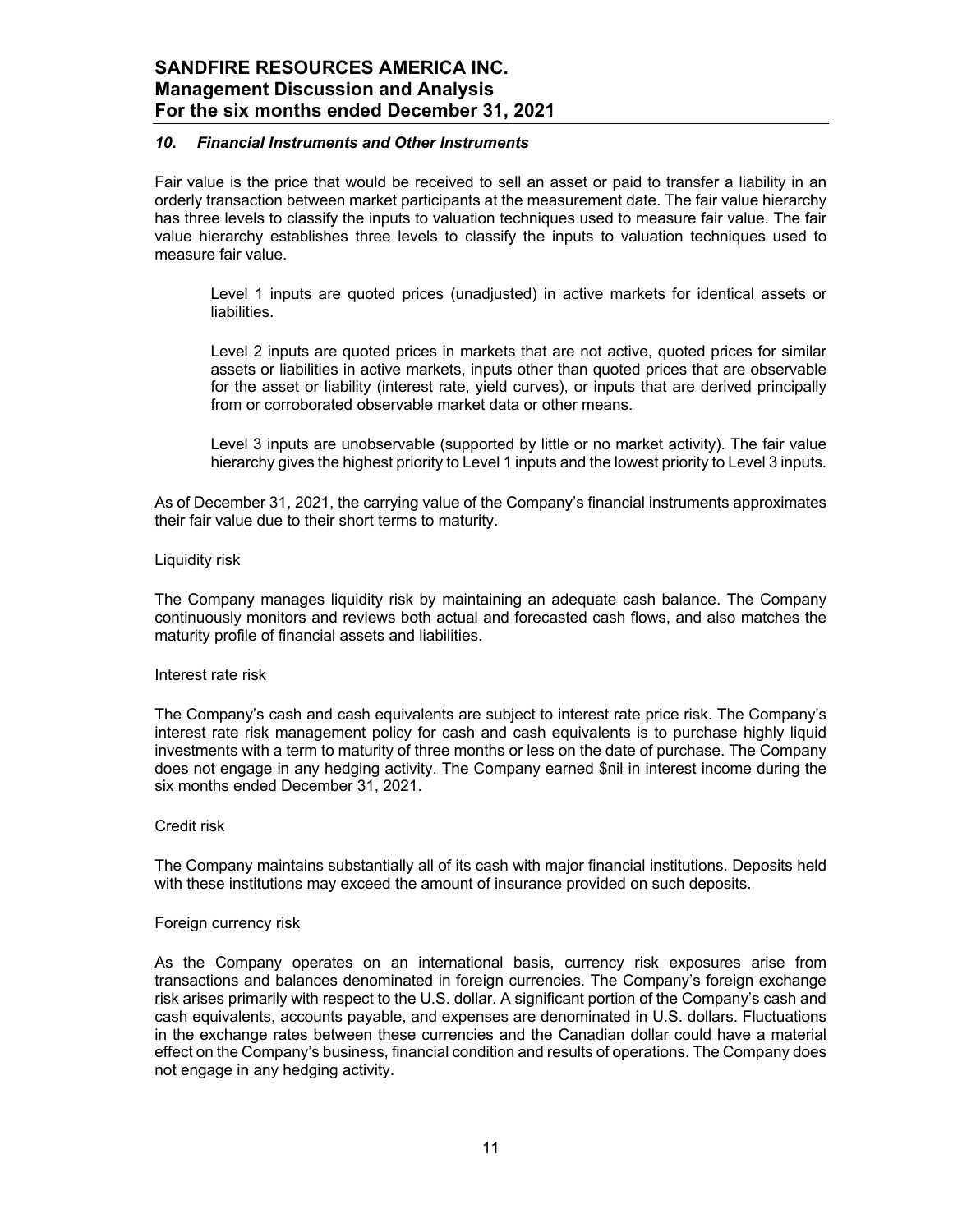## *10. Financial Instruments and Other Instruments*

Fair value is the price that would be received to sell an asset or paid to transfer a liability in an orderly transaction between market participants at the measurement date. The fair value hierarchy has three levels to classify the inputs to valuation techniques used to measure fair value. The fair value hierarchy establishes three levels to classify the inputs to valuation techniques used to measure fair value.

> Level 1 inputs are quoted prices (unadjusted) in active markets for identical assets or liabilities.
>
> Level 2 inputs are quoted prices in markets that are not active, quoted prices for similar assets or liabilities in active markets, inputs other than quoted prices that are observable for the asset or liability (interest rate, yield curves), or inputs that are derived principally from or corroborated observable market data or other means.
>
> Level 3 inputs are unobservable (supported by little or no market activity). The fair value hierarchy gives the highest priority to Level 1 inputs and the lowest priority to Level 3 inputs.

As of December 31, 2021, the carrying value of the Company's financial instruments approximates their fair value due to their short terms to maturity.

Liquidity risk

The Company manages liquidity risk by maintaining an adequate cash balance. The Company continuously monitors and reviews both actual and forecasted cash flows, and also matches the maturity profile of financial assets and liabilities.

Interest rate risk

The Company's cash and cash equivalents are subject to interest rate price risk. The Company's interest rate risk management policy for cash and cash equivalents is to purchase highly liquid investments with a term to maturity of three months or less on the date of purchase. The Company does not engage in any hedging activity. The Company earned $nil in interest income during the six months ended December 31, 2021.

Credit risk

The Company maintains substantially all of its cash with major financial institutions. Deposits held with these institutions may exceed the amount of insurance provided on such deposits.

Foreign currency risk

As the Company operates on an international basis, currency risk exposures arise from transactions and balances denominated in foreign currencies. The Company's foreign exchange risk arises primarily with respect to the U.S. dollar. A significant portion of the Company's cash and cash equivalents, accounts payable, and expenses are denominated in U.S. dollars. Fluctuations in the exchange rates between these currencies and the Canadian dollar could have a material effect on the Company's business, financial condition and results of operations. The Company does not engage in any hedging activity.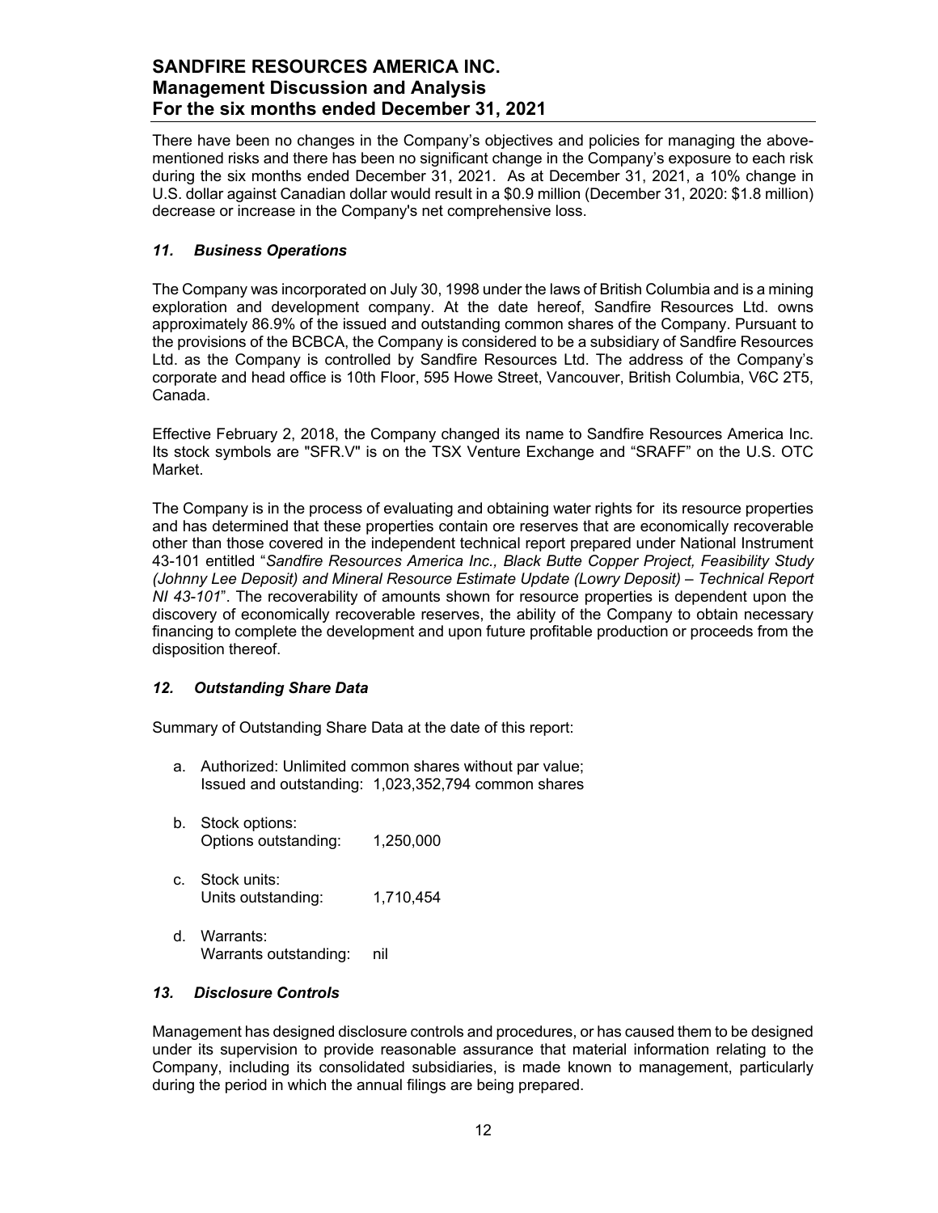There have been no changes in the Company's objectives and policies for managing the above-mentioned risks and there has been no significant change in the Company's exposure to each risk during the six months ended December 31, 2021. As at December 31, 2021, a 10% change in U.S. dollar against Canadian dollar would result in a $0.9 million (December 31, 2020: $1.8 million) decrease or increase in the Company's net comprehensive loss.

### *11. Business Operations*

The Company was incorporated on July 30, 1998 under the laws of British Columbia and is a mining exploration and development company. At the date hereof, Sandfire Resources Ltd. owns approximately 86.9% of the issued and outstanding common shares of the Company. Pursuant to the provisions of the BCBCA, the Company is considered to be a subsidiary of Sandfire Resources Ltd. as the Company is controlled by Sandfire Resources Ltd. The address of the Company's corporate and head office is 10th Floor, 595 Howe Street, Vancouver, British Columbia, V6C 2T5, Canada.

Effective February 2, 2018, the Company changed its name to Sandfire Resources America Inc. Its stock symbols are "SFR.V" is on the TSX Venture Exchange and "SRAFF" on the U.S. OTC Market.

The Company is in the process of evaluating and obtaining water rights for its resource properties and has determined that these properties contain ore reserves that are economically recoverable other than those covered in the independent technical report prepared under National Instrument 43-101 entitled "*Sandfire Resources America Inc., Black Butte Copper Project, Feasibility Study (Johnny Lee Deposit) and Mineral Resource Estimate Update (Lowry Deposit) – Technical Report NI 43-101*". The recoverability of amounts shown for resource properties is dependent upon the discovery of economically recoverable reserves, the ability of the Company to obtain necessary financing to complete the development and upon future profitable production or proceeds from the disposition thereof.

### *12. Outstanding Share Data*

Summary of Outstanding Share Data at the date of this report:

a. Authorized: Unlimited common shares without par value;
   Issued and outstanding: 1,023,352,794 common shares

b. Stock options:
   Options outstanding: 1,250,000

c. Stock units:
   Units outstanding: 1,710,454

d. Warrants:
   Warrants outstanding: nil

### *13. Disclosure Controls*

Management has designed disclosure controls and procedures, or has caused them to be designed under its supervision to provide reasonable assurance that material information relating to the Company, including its consolidated subsidiaries, is made known to management, particularly during the period in which the annual filings are being prepared.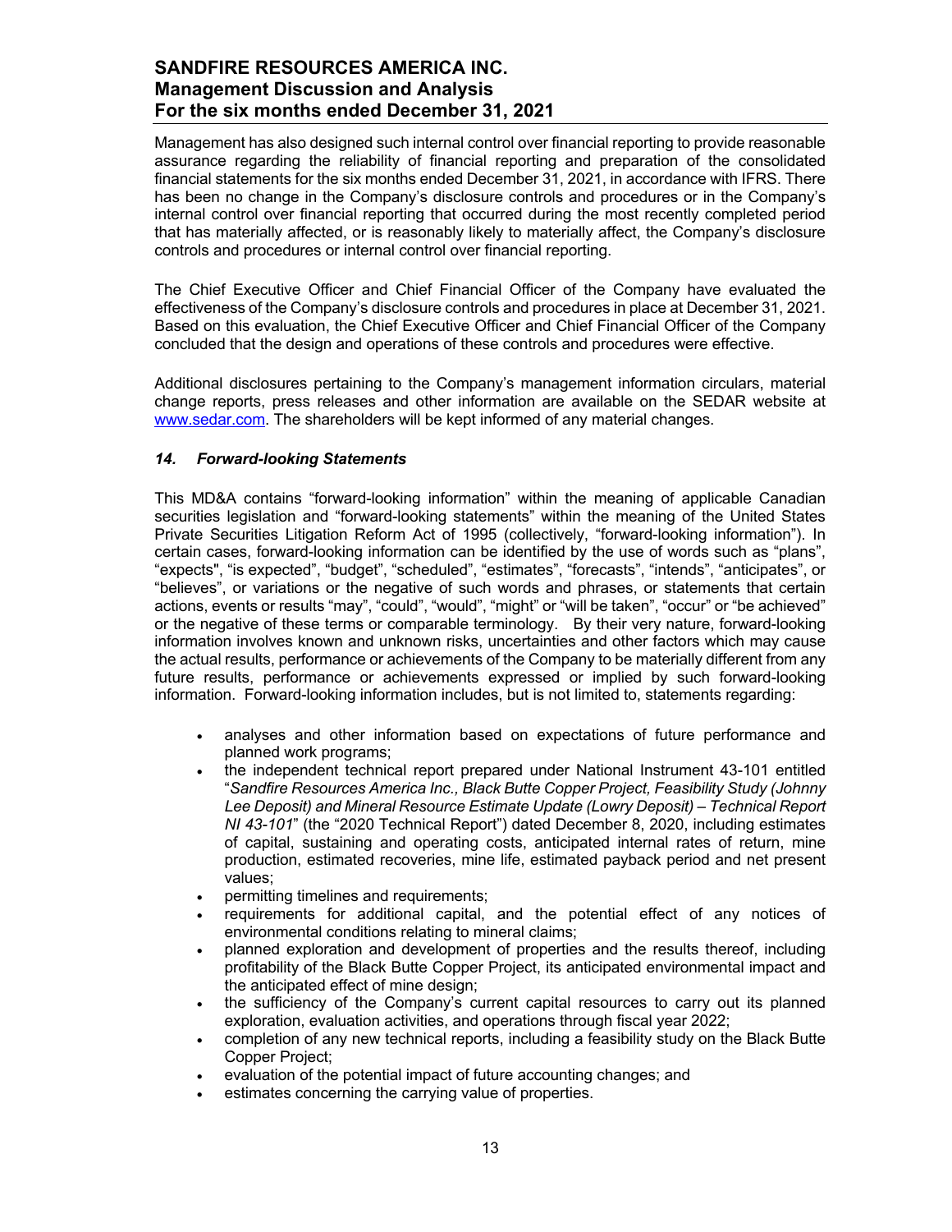Management has also designed such internal control over financial reporting to provide reasonable assurance regarding the reliability of financial reporting and preparation of the consolidated financial statements for the six months ended December 31, 2021, in accordance with IFRS. There has been no change in the Company's disclosure controls and procedures or in the Company's internal control over financial reporting that occurred during the most recently completed period that has materially affected, or is reasonably likely to materially affect, the Company's disclosure controls and procedures or internal control over financial reporting.

The Chief Executive Officer and Chief Financial Officer of the Company have evaluated the effectiveness of the Company's disclosure controls and procedures in place at December 31, 2021. Based on this evaluation, the Chief Executive Officer and Chief Financial Officer of the Company concluded that the design and operations of these controls and procedures were effective.

Additional disclosures pertaining to the Company's management information circulars, material change reports, press releases and other information are available on the SEDAR website at www.sedar.com. The shareholders will be kept informed of any material changes.

### *14. Forward-looking Statements*

This MD&A contains "forward-looking information" within the meaning of applicable Canadian securities legislation and "forward-looking statements" within the meaning of the United States Private Securities Litigation Reform Act of 1995 (collectively, "forward-looking information"). In certain cases, forward-looking information can be identified by the use of words such as "plans", "expects", "is expected", "budget", "scheduled", "estimates", "forecasts", "intends", "anticipates", or "believes", or variations or the negative of such words and phrases, or statements that certain actions, events or results "may", "could", "would", "might" or "will be taken", "occur" or "be achieved" or the negative of these terms or comparable terminology. By their very nature, forward-looking information involves known and unknown risks, uncertainties and other factors which may cause the actual results, performance or achievements of the Company to be materially different from any future results, performance or achievements expressed or implied by such forward-looking information. Forward-looking information includes, but is not limited to, statements regarding:

- analyses and other information based on expectations of future performance and planned work programs;
- the independent technical report prepared under National Instrument 43-101 entitled "*Sandfire Resources America Inc., Black Butte Copper Project, Feasibility Study (Johnny Lee Deposit) and Mineral Resource Estimate Update (Lowry Deposit) – Technical Report NI 43-101*" (the "2020 Technical Report") dated December 8, 2020, including estimates of capital, sustaining and operating costs, anticipated internal rates of return, mine production, estimated recoveries, mine life, estimated payback period and net present values;
- permitting timelines and requirements;
- requirements for additional capital, and the potential effect of any notices of environmental conditions relating to mineral claims;
- planned exploration and development of properties and the results thereof, including profitability of the Black Butte Copper Project, its anticipated environmental impact and the anticipated effect of mine design;
- the sufficiency of the Company's current capital resources to carry out its planned exploration, evaluation activities, and operations through fiscal year 2022;
- completion of any new technical reports, including a feasibility study on the Black Butte Copper Project;
- evaluation of the potential impact of future accounting changes; and
- estimates concerning the carrying value of properties.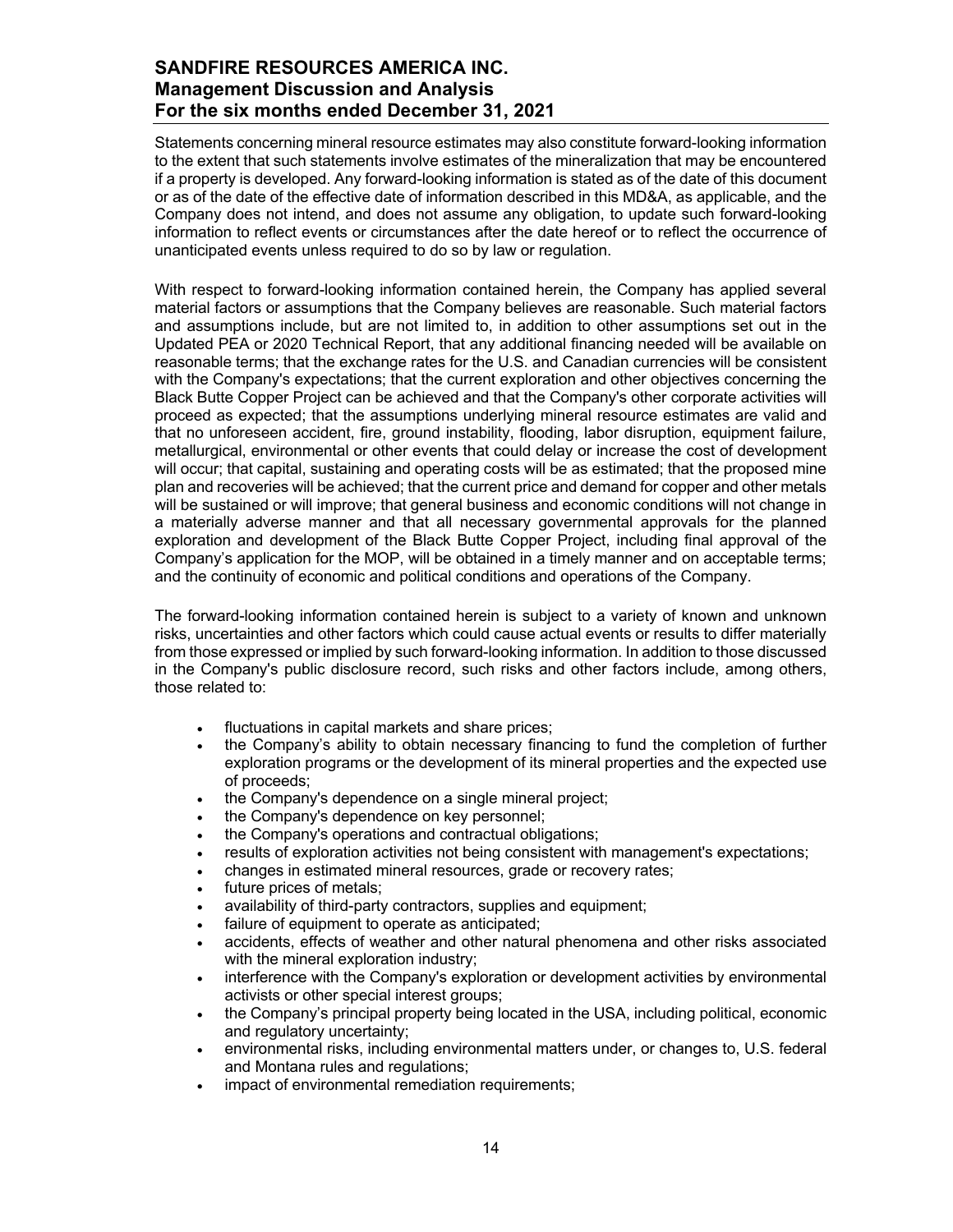Statements concerning mineral resource estimates may also constitute forward-looking information to the extent that such statements involve estimates of the mineralization that may be encountered if a property is developed. Any forward-looking information is stated as of the date of this document or as of the date of the effective date of information described in this MD&A, as applicable, and the Company does not intend, and does not assume any obligation, to update such forward-looking information to reflect events or circumstances after the date hereof or to reflect the occurrence of unanticipated events unless required to do so by law or regulation.

With respect to forward-looking information contained herein, the Company has applied several material factors or assumptions that the Company believes are reasonable. Such material factors and assumptions include, but are not limited to, in addition to other assumptions set out in the Updated PEA or 2020 Technical Report, that any additional financing needed will be available on reasonable terms; that the exchange rates for the U.S. and Canadian currencies will be consistent with the Company's expectations; that the current exploration and other objectives concerning the Black Butte Copper Project can be achieved and that the Company's other corporate activities will proceed as expected; that the assumptions underlying mineral resource estimates are valid and that no unforeseen accident, fire, ground instability, flooding, labor disruption, equipment failure, metallurgical, environmental or other events that could delay or increase the cost of development will occur; that capital, sustaining and operating costs will be as estimated; that the proposed mine plan and recoveries will be achieved; that the current price and demand for copper and other metals will be sustained or will improve; that general business and economic conditions will not change in a materially adverse manner and that all necessary governmental approvals for the planned exploration and development of the Black Butte Copper Project, including final approval of the Company's application for the MOP, will be obtained in a timely manner and on acceptable terms; and the continuity of economic and political conditions and operations of the Company.

The forward-looking information contained herein is subject to a variety of known and unknown risks, uncertainties and other factors which could cause actual events or results to differ materially from those expressed or implied by such forward-looking information. In addition to those discussed in the Company's public disclosure record, such risks and other factors include, among others, those related to:

- fluctuations in capital markets and share prices;
- the Company's ability to obtain necessary financing to fund the completion of further exploration programs or the development of its mineral properties and the expected use of proceeds;
- the Company's dependence on a single mineral project;
- the Company's dependence on key personnel;
- the Company's operations and contractual obligations;
- results of exploration activities not being consistent with management's expectations;
- changes in estimated mineral resources, grade or recovery rates;
- future prices of metals;
- availability of third-party contractors, supplies and equipment;
- failure of equipment to operate as anticipated;
- accidents, effects of weather and other natural phenomena and other risks associated with the mineral exploration industry;
- interference with the Company's exploration or development activities by environmental activists or other special interest groups;
- the Company's principal property being located in the USA, including political, economic and regulatory uncertainty;
- environmental risks, including environmental matters under, or changes to, U.S. federal and Montana rules and regulations;
- impact of environmental remediation requirements;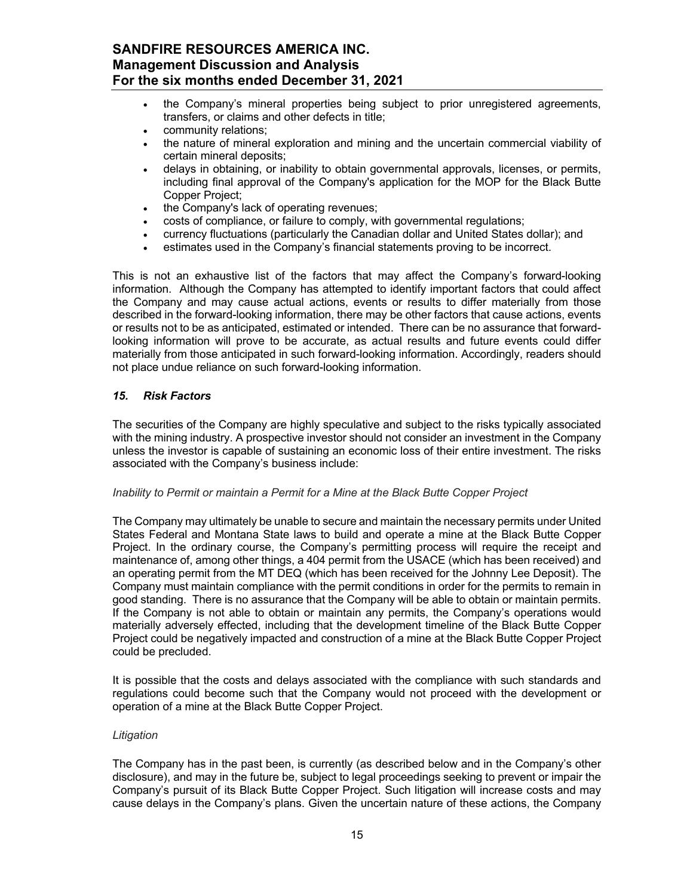- the Company's mineral properties being subject to prior unregistered agreements, transfers, or claims and other defects in title;
- community relations;
- the nature of mineral exploration and mining and the uncertain commercial viability of certain mineral deposits;
- delays in obtaining, or inability to obtain governmental approvals, licenses, or permits, including final approval of the Company's application for the MOP for the Black Butte Copper Project;
- the Company's lack of operating revenues;
- costs of compliance, or failure to comply, with governmental regulations;
- currency fluctuations (particularly the Canadian dollar and United States dollar); and
- estimates used in the Company's financial statements proving to be incorrect.

This is not an exhaustive list of the factors that may affect the Company's forward-looking information. Although the Company has attempted to identify important factors that could affect the Company and may cause actual actions, events or results to differ materially from those described in the forward-looking information, there may be other factors that cause actions, events or results not to be as anticipated, estimated or intended. There can be no assurance that forward-looking information will prove to be accurate, as actual results and future events could differ materially from those anticipated in such forward-looking information. Accordingly, readers should not place undue reliance on such forward-looking information.

### *15. Risk Factors*

The securities of the Company are highly speculative and subject to the risks typically associated with the mining industry. A prospective investor should not consider an investment in the Company unless the investor is capable of sustaining an economic loss of their entire investment. The risks associated with the Company's business include:

*Inability to Permit or maintain a Permit for a Mine at the Black Butte Copper Project*

The Company may ultimately be unable to secure and maintain the necessary permits under United States Federal and Montana State laws to build and operate a mine at the Black Butte Copper Project. In the ordinary course, the Company's permitting process will require the receipt and maintenance of, among other things, a 404 permit from the USACE (which has been received) and an operating permit from the MT DEQ (which has been received for the Johnny Lee Deposit). The Company must maintain compliance with the permit conditions in order for the permits to remain in good standing. There is no assurance that the Company will be able to obtain or maintain permits. If the Company is not able to obtain or maintain any permits, the Company's operations would materially adversely effected, including that the development timeline of the Black Butte Copper Project could be negatively impacted and construction of a mine at the Black Butte Copper Project could be precluded.

It is possible that the costs and delays associated with the compliance with such standards and regulations could become such that the Company would not proceed with the development or operation of a mine at the Black Butte Copper Project.

*Litigation*

The Company has in the past been, is currently (as described below and in the Company's other disclosure), and may in the future be, subject to legal proceedings seeking to prevent or impair the Company's pursuit of its Black Butte Copper Project. Such litigation will increase costs and may cause delays in the Company's plans. Given the uncertain nature of these actions, the Company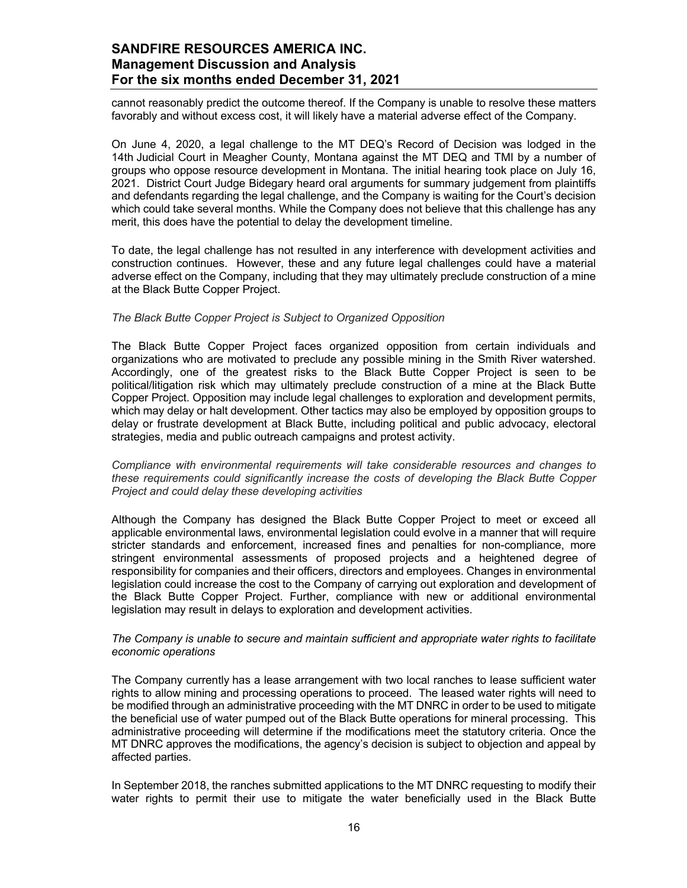cannot reasonably predict the outcome thereof. If the Company is unable to resolve these matters favorably and without excess cost, it will likely have a material adverse effect of the Company.

On June 4, 2020, a legal challenge to the MT DEQ's Record of Decision was lodged in the 14th Judicial Court in Meagher County, Montana against the MT DEQ and TMI by a number of groups who oppose resource development in Montana. The initial hearing took place on July 16, 2021. District Court Judge Bidegary heard oral arguments for summary judgement from plaintiffs and defendants regarding the legal challenge, and the Company is waiting for the Court's decision which could take several months. While the Company does not believe that this challenge has any merit, this does have the potential to delay the development timeline.

To date, the legal challenge has not resulted in any interference with development activities and construction continues. However, these and any future legal challenges could have a material adverse effect on the Company, including that they may ultimately preclude construction of a mine at the Black Butte Copper Project.

*The Black Butte Copper Project is Subject to Organized Opposition*

The Black Butte Copper Project faces organized opposition from certain individuals and organizations who are motivated to preclude any possible mining in the Smith River watershed. Accordingly, one of the greatest risks to the Black Butte Copper Project is seen to be political/litigation risk which may ultimately preclude construction of a mine at the Black Butte Copper Project. Opposition may include legal challenges to exploration and development permits, which may delay or halt development. Other tactics may also be employed by opposition groups to delay or frustrate development at Black Butte, including political and public advocacy, electoral strategies, media and public outreach campaigns and protest activity.

*Compliance with environmental requirements will take considerable resources and changes to these requirements could significantly increase the costs of developing the Black Butte Copper Project and could delay these developing activities*

Although the Company has designed the Black Butte Copper Project to meet or exceed all applicable environmental laws, environmental legislation could evolve in a manner that will require stricter standards and enforcement, increased fines and penalties for non-compliance, more stringent environmental assessments of proposed projects and a heightened degree of responsibility for companies and their officers, directors and employees. Changes in environmental legislation could increase the cost to the Company of carrying out exploration and development of the Black Butte Copper Project. Further, compliance with new or additional environmental legislation may result in delays to exploration and development activities.

*The Company is unable to secure and maintain sufficient and appropriate water rights to facilitate economic operations*

The Company currently has a lease arrangement with two local ranches to lease sufficient water rights to allow mining and processing operations to proceed. The leased water rights will need to be modified through an administrative proceeding with the MT DNRC in order to be used to mitigate the beneficial use of water pumped out of the Black Butte operations for mineral processing. This administrative proceeding will determine if the modifications meet the statutory criteria. Once the MT DNRC approves the modifications, the agency's decision is subject to objection and appeal by affected parties.

In September 2018, the ranches submitted applications to the MT DNRC requesting to modify their water rights to permit their use to mitigate the water beneficially used in the Black Butte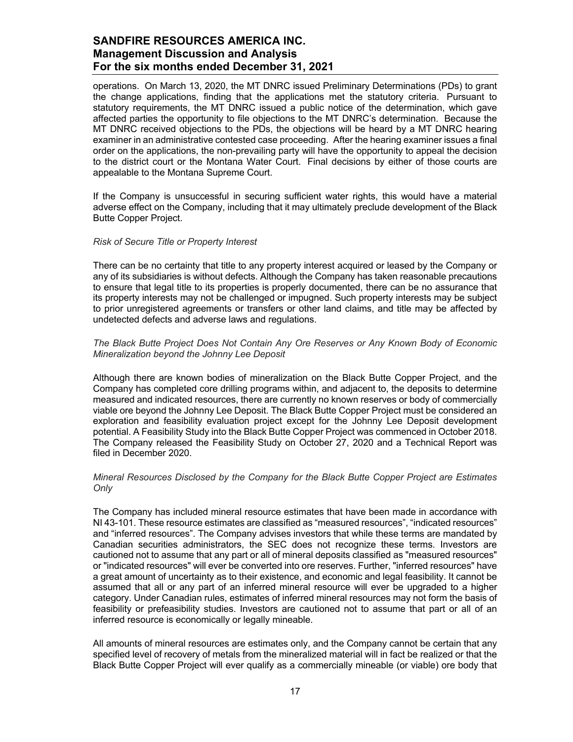operations. On March 13, 2020, the MT DNRC issued Preliminary Determinations (PDs) to grant the change applications, finding that the applications met the statutory criteria. Pursuant to statutory requirements, the MT DNRC issued a public notice of the determination, which gave affected parties the opportunity to file objections to the MT DNRC's determination. Because the MT DNRC received objections to the PDs, the objections will be heard by a MT DNRC hearing examiner in an administrative contested case proceeding. After the hearing examiner issues a final order on the applications, the non-prevailing party will have the opportunity to appeal the decision to the district court or the Montana Water Court. Final decisions by either of those courts are appealable to the Montana Supreme Court.

If the Company is unsuccessful in securing sufficient water rights, this would have a material adverse effect on the Company, including that it may ultimately preclude development of the Black Butte Copper Project.

*Risk of Secure Title or Property Interest*

There can be no certainty that title to any property interest acquired or leased by the Company or any of its subsidiaries is without defects. Although the Company has taken reasonable precautions to ensure that legal title to its properties is properly documented, there can be no assurance that its property interests may not be challenged or impugned. Such property interests may be subject to prior unregistered agreements or transfers or other land claims, and title may be affected by undetected defects and adverse laws and regulations.

*The Black Butte Project Does Not Contain Any Ore Reserves or Any Known Body of Economic Mineralization beyond the Johnny Lee Deposit*

Although there are known bodies of mineralization on the Black Butte Copper Project, and the Company has completed core drilling programs within, and adjacent to, the deposits to determine measured and indicated resources, there are currently no known reserves or body of commercially viable ore beyond the Johnny Lee Deposit. The Black Butte Copper Project must be considered an exploration and feasibility evaluation project except for the Johnny Lee Deposit development potential. A Feasibility Study into the Black Butte Copper Project was commenced in October 2018. The Company released the Feasibility Study on October 27, 2020 and a Technical Report was filed in December 2020.

*Mineral Resources Disclosed by the Company for the Black Butte Copper Project are Estimates Only*

The Company has included mineral resource estimates that have been made in accordance with NI 43-101. These resource estimates are classified as "measured resources", "indicated resources" and "inferred resources". The Company advises investors that while these terms are mandated by Canadian securities administrators, the SEC does not recognize these terms. Investors are cautioned not to assume that any part or all of mineral deposits classified as "measured resources" or "indicated resources" will ever be converted into ore reserves. Further, "inferred resources" have a great amount of uncertainty as to their existence, and economic and legal feasibility. It cannot be assumed that all or any part of an inferred mineral resource will ever be upgraded to a higher category. Under Canadian rules, estimates of inferred mineral resources may not form the basis of feasibility or prefeasibility studies. Investors are cautioned not to assume that part or all of an inferred resource is economically or legally mineable.

All amounts of mineral resources are estimates only, and the Company cannot be certain that any specified level of recovery of metals from the mineralized material will in fact be realized or that the Black Butte Copper Project will ever qualify as a commercially mineable (or viable) ore body that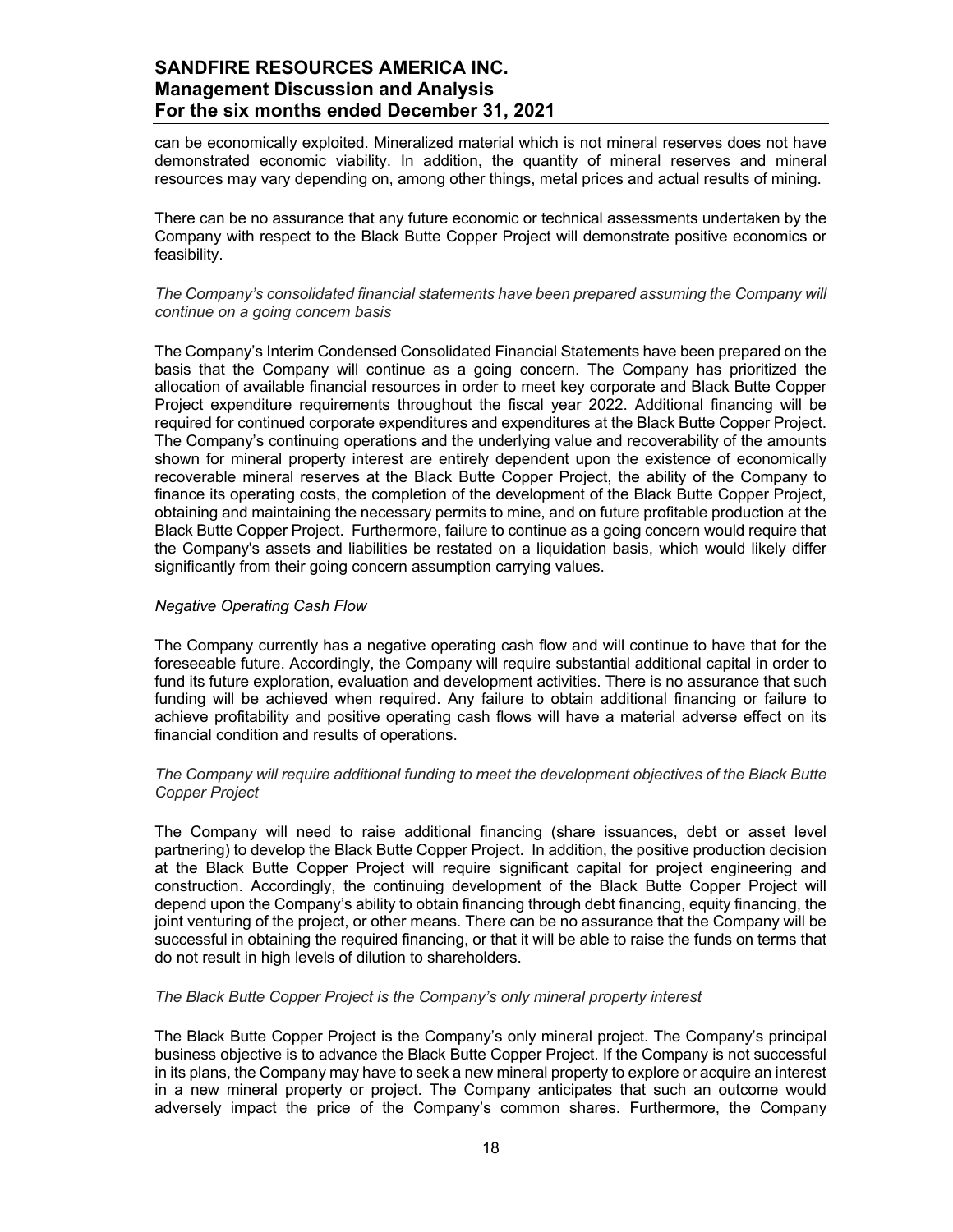can be economically exploited. Mineralized material which is not mineral reserves does not have demonstrated economic viability. In addition, the quantity of mineral reserves and mineral resources may vary depending on, among other things, metal prices and actual results of mining.

There can be no assurance that any future economic or technical assessments undertaken by the Company with respect to the Black Butte Copper Project will demonstrate positive economics or feasibility.

*The Company's consolidated financial statements have been prepared assuming the Company will continue on a going concern basis*

The Company's Interim Condensed Consolidated Financial Statements have been prepared on the basis that the Company will continue as a going concern. The Company has prioritized the allocation of available financial resources in order to meet key corporate and Black Butte Copper Project expenditure requirements throughout the fiscal year 2022. Additional financing will be required for continued corporate expenditures and expenditures at the Black Butte Copper Project. The Company's continuing operations and the underlying value and recoverability of the amounts shown for mineral property interest are entirely dependent upon the existence of economically recoverable mineral reserves at the Black Butte Copper Project, the ability of the Company to finance its operating costs, the completion of the development of the Black Butte Copper Project, obtaining and maintaining the necessary permits to mine, and on future profitable production at the Black Butte Copper Project. Furthermore, failure to continue as a going concern would require that the Company's assets and liabilities be restated on a liquidation basis, which would likely differ significantly from their going concern assumption carrying values.

*Negative Operating Cash Flow*

The Company currently has a negative operating cash flow and will continue to have that for the foreseeable future. Accordingly, the Company will require substantial additional capital in order to fund its future exploration, evaluation and development activities. There is no assurance that such funding will be achieved when required. Any failure to obtain additional financing or failure to achieve profitability and positive operating cash flows will have a material adverse effect on its financial condition and results of operations.

*The Company will require additional funding to meet the development objectives of the Black Butte Copper Project*

The Company will need to raise additional financing (share issuances, debt or asset level partnering) to develop the Black Butte Copper Project. In addition, the positive production decision at the Black Butte Copper Project will require significant capital for project engineering and construction. Accordingly, the continuing development of the Black Butte Copper Project will depend upon the Company's ability to obtain financing through debt financing, equity financing, the joint venturing of the project, or other means. There can be no assurance that the Company will be successful in obtaining the required financing, or that it will be able to raise the funds on terms that do not result in high levels of dilution to shareholders.

*The Black Butte Copper Project is the Company's only mineral property interest*

The Black Butte Copper Project is the Company's only mineral project. The Company's principal business objective is to advance the Black Butte Copper Project. If the Company is not successful in its plans, the Company may have to seek a new mineral property to explore or acquire an interest in a new mineral property or project. The Company anticipates that such an outcome would adversely impact the price of the Company's common shares. Furthermore, the Company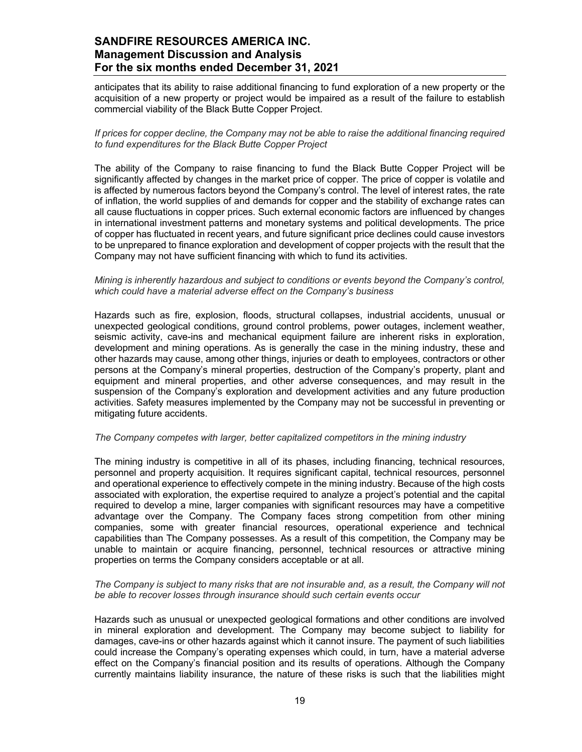anticipates that its ability to raise additional financing to fund exploration of a new property or the acquisition of a new property or project would be impaired as a result of the failure to establish commercial viability of the Black Butte Copper Project.

*If prices for copper decline, the Company may not be able to raise the additional financing required to fund expenditures for the Black Butte Copper Project*

The ability of the Company to raise financing to fund the Black Butte Copper Project will be significantly affected by changes in the market price of copper. The price of copper is volatile and is affected by numerous factors beyond the Company's control. The level of interest rates, the rate of inflation, the world supplies of and demands for copper and the stability of exchange rates can all cause fluctuations in copper prices. Such external economic factors are influenced by changes in international investment patterns and monetary systems and political developments. The price of copper has fluctuated in recent years, and future significant price declines could cause investors to be unprepared to finance exploration and development of copper projects with the result that the Company may not have sufficient financing with which to fund its activities.

*Mining is inherently hazardous and subject to conditions or events beyond the Company's control, which could have a material adverse effect on the Company's business*

Hazards such as fire, explosion, floods, structural collapses, industrial accidents, unusual or unexpected geological conditions, ground control problems, power outages, inclement weather, seismic activity, cave-ins and mechanical equipment failure are inherent risks in exploration, development and mining operations. As is generally the case in the mining industry, these and other hazards may cause, among other things, injuries or death to employees, contractors or other persons at the Company's mineral properties, destruction of the Company's property, plant and equipment and mineral properties, and other adverse consequences, and may result in the suspension of the Company's exploration and development activities and any future production activities. Safety measures implemented by the Company may not be successful in preventing or mitigating future accidents.

*The Company competes with larger, better capitalized competitors in the mining industry*

The mining industry is competitive in all of its phases, including financing, technical resources, personnel and property acquisition. It requires significant capital, technical resources, personnel and operational experience to effectively compete in the mining industry. Because of the high costs associated with exploration, the expertise required to analyze a project's potential and the capital required to develop a mine, larger companies with significant resources may have a competitive advantage over the Company. The Company faces strong competition from other mining companies, some with greater financial resources, operational experience and technical capabilities than The Company possesses. As a result of this competition, the Company may be unable to maintain or acquire financing, personnel, technical resources or attractive mining properties on terms the Company considers acceptable or at all.

*The Company is subject to many risks that are not insurable and, as a result, the Company will not be able to recover losses through insurance should such certain events occur*

Hazards such as unusual or unexpected geological formations and other conditions are involved in mineral exploration and development. The Company may become subject to liability for damages, cave-ins or other hazards against which it cannot insure. The payment of such liabilities could increase the Company's operating expenses which could, in turn, have a material adverse effect on the Company's financial position and its results of operations. Although the Company currently maintains liability insurance, the nature of these risks is such that the liabilities might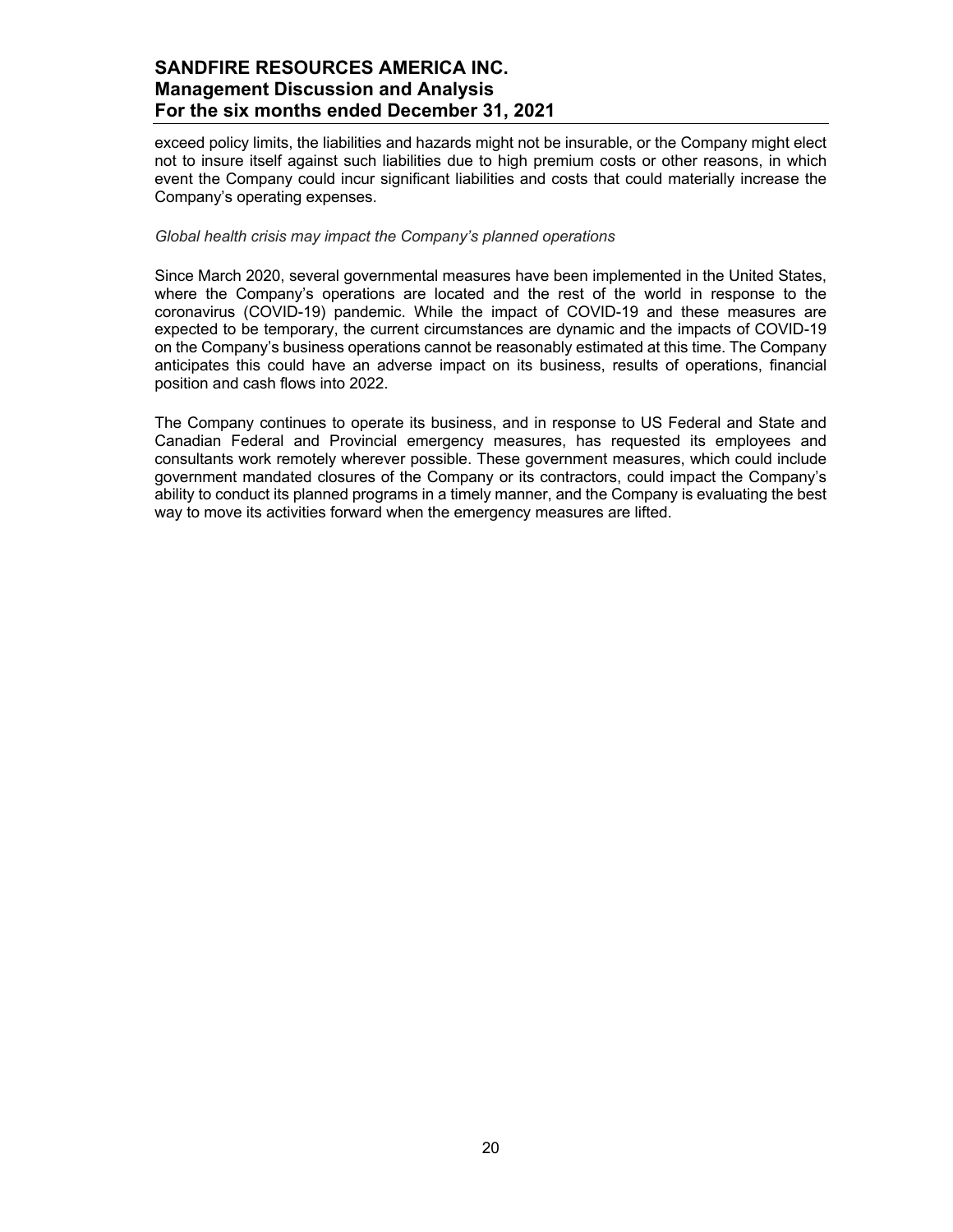exceed policy limits, the liabilities and hazards might not be insurable, or the Company might elect not to insure itself against such liabilities due to high premium costs or other reasons, in which event the Company could incur significant liabilities and costs that could materially increase the Company's operating expenses.

*Global health crisis may impact the Company's planned operations*

Since March 2020, several governmental measures have been implemented in the United States, where the Company's operations are located and the rest of the world in response to the coronavirus (COVID-19) pandemic. While the impact of COVID-19 and these measures are expected to be temporary, the current circumstances are dynamic and the impacts of COVID-19 on the Company's business operations cannot be reasonably estimated at this time. The Company anticipates this could have an adverse impact on its business, results of operations, financial position and cash flows into 2022.

The Company continues to operate its business, and in response to US Federal and State and Canadian Federal and Provincial emergency measures, has requested its employees and consultants work remotely wherever possible. These government measures, which could include government mandated closures of the Company or its contractors, could impact the Company's ability to conduct its planned programs in a timely manner, and the Company is evaluating the best way to move its activities forward when the emergency measures are lifted.